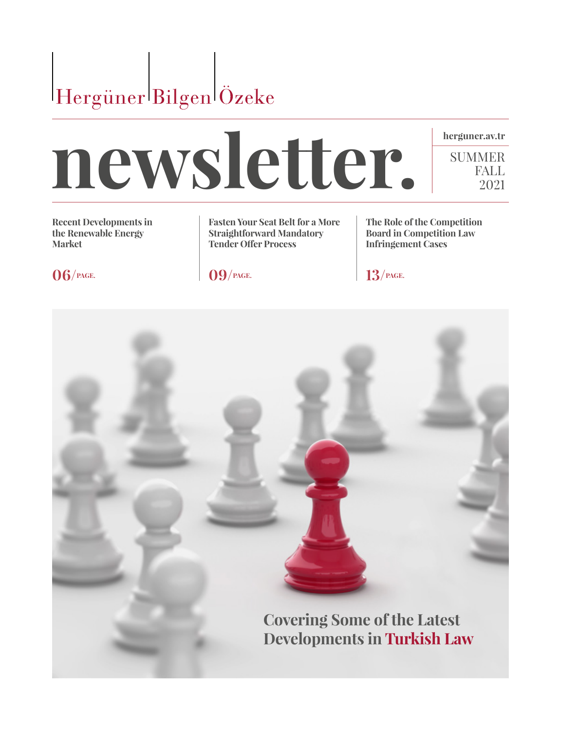Hergüner Bilgen Özeke

# newsletter.

herguner.av.tr

SUMMER
FALL
2021

**Recent Developments in the Renewable Energy Market**

**06**/PAGE.

**Fasten Your Seat Belt for a More Straightforward Mandatory Tender Offer Process**

**09**/PAGE.

**The Role of the Competition Board in Competition Law Infringement Cases**

**13**/PAGE.

**Covering Some of the Latest Developments in Turkish Law**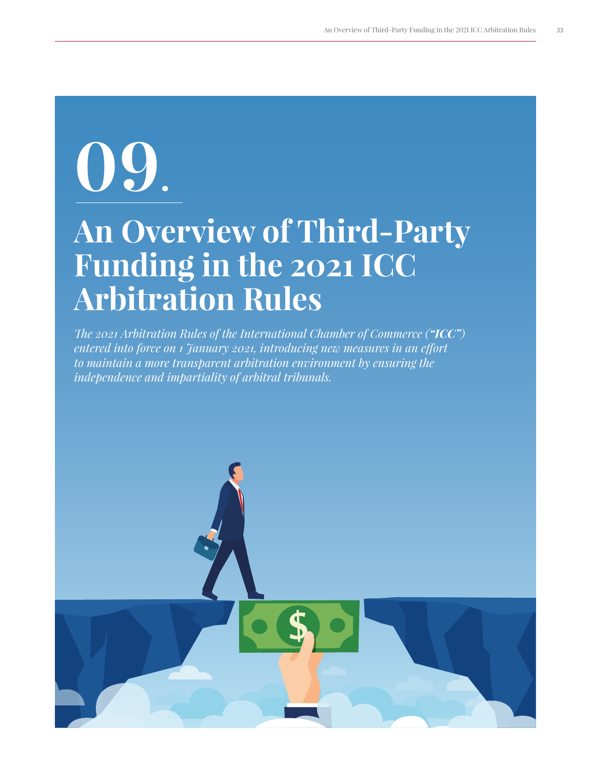# 09.

# An Overview of Third-Party Funding in the 2021 ICC Arbitration Rules

*The 2021 Arbitration Rules of the International Chamber of Commerce (**"ICC"**) entered into force on 1 January 2021, introducing new measures in an effort to maintain a more transparent arbitration environment by ensuring the independence and impartiality of arbitral tribunals.*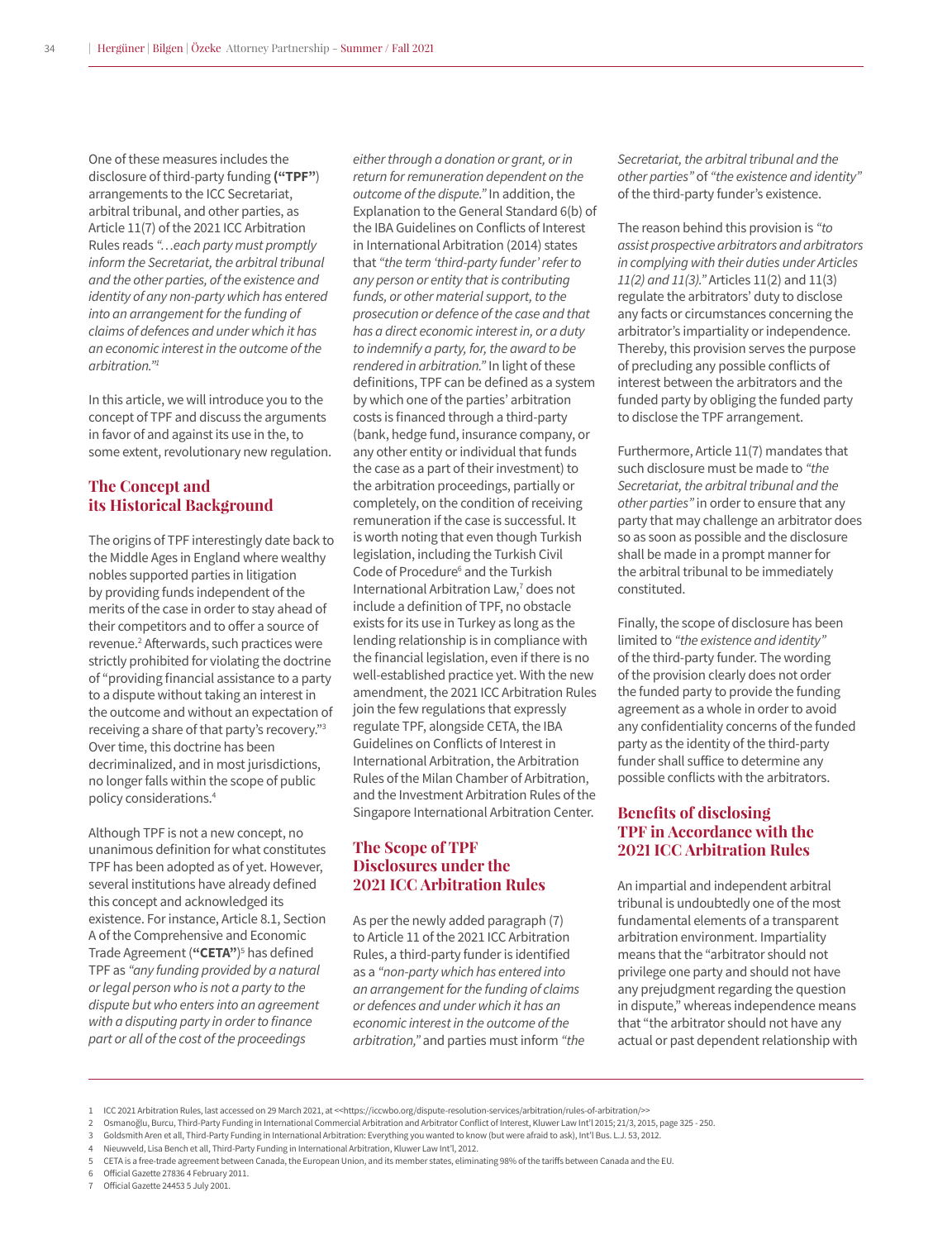One of these measures includes the disclosure of third-party funding **("TPF"**) arrangements to the ICC Secretariat, arbitral tribunal, and other parties, as Article 11(7) of the 2021 ICC Arbitration Rules reads *"…each party must promptly inform the Secretariat, the arbitral tribunal and the other parties, of the existence and identity of any non-party which has entered into an arrangement for the funding of claims of defences and under which it has an economic interest in the outcome of the arbitration."*[1]

In this article, we will introduce you to the concept of TPF and discuss the arguments in favor of and against its use in the, to some extent, revolutionary new regulation.

## The Concept and its Historical Background

The origins of TPF interestingly date back to the Middle Ages in England where wealthy nobles supported parties in litigation by providing funds independent of the merits of the case in order to stay ahead of their competitors and to offer a source of revenue.[2] Afterwards, such practices were strictly prohibited for violating the doctrine of "providing financial assistance to a party to a dispute without taking an interest in the outcome and without an expectation of receiving a share of that party's recovery."[3] Over time, this doctrine has been decriminalized, and in most jurisdictions, no longer falls within the scope of public policy considerations.[4]

Although TPF is not a new concept, no unanimous definition for what constitutes TPF has been adopted as of yet. However, several institutions have already defined this concept and acknowledged its existence. For instance, Article 8.1, Section A of the Comprehensive and Economic Trade Agreement (**"CETA"**)[5] has defined TPF as *"any funding provided by a natural or legal person who is not a party to the dispute but who enters into an agreement with a disputing party in order to finance part or all of the cost of the proceedings either through a donation or grant, or in return for remuneration dependent on the outcome of the dispute."* In addition, the Explanation to the General Standard 6(b) of the IBA Guidelines on Conflicts of Interest in International Arbitration (2014) states that *"the term 'third-party funder' refer to any person or entity that is contributing funds, or other material support, to the prosecution or defence of the case and that has a direct economic interest in, or a duty to indemnify a party, for, the award to be rendered in arbitration."* In light of these definitions, TPF can be defined as a system by which one of the parties' arbitration costs is financed through a third-party (bank, hedge fund, insurance company, or any other entity or individual that funds the case as a part of their investment) to the arbitration proceedings, partially or completely, on the condition of receiving remuneration if the case is successful. It is worth noting that even though Turkish legislation, including the Turkish Civil Code of Procedure[6] and the Turkish International Arbitration Law,[7] does not include a definition of TPF, no obstacle exists for its use in Turkey as long as the lending relationship is in compliance with the financial legislation, even if there is no well-established practice yet. With the new amendment, the 2021 ICC Arbitration Rules join the few regulations that expressly regulate TPF, alongside CETA, the IBA Guidelines on Conflicts of Interest in International Arbitration, the Arbitration Rules of the Milan Chamber of Arbitration, and the Investment Arbitration Rules of the Singapore International Arbitration Center.

## The Scope of TPF Disclosures under the 2021 ICC Arbitration Rules

As per the newly added paragraph (7) to Article 11 of the 2021 ICC Arbitration Rules, a third-party funder is identified as a *"non-party which has entered into an arrangement for the funding of claims or defences and under which it has an economic interest in the outcome of the arbitration,"* and parties must inform *"the Secretariat, the arbitral tribunal and the other parties"* of *"the existence and identity"* of the third-party funder's existence.

The reason behind this provision is *"to assist prospective arbitrators and arbitrators in complying with their duties under Articles 11(2) and 11(3)."* Articles 11(2) and 11(3) regulate the arbitrators' duty to disclose any facts or circumstances concerning the arbitrator's impartiality or independence. Thereby, this provision serves the purpose of precluding any possible conflicts of interest between the arbitrators and the funded party by obliging the funded party to disclose the TPF arrangement.

Furthermore, Article 11(7) mandates that such disclosure must be made to *"the Secretariat, the arbitral tribunal and the other parties"* in order to ensure that any party that may challenge an arbitrator does so as soon as possible and the disclosure shall be made in a prompt manner for the arbitral tribunal to be immediately constituted.

Finally, the scope of disclosure has been limited to *"the existence and identity"* of the third-party funder. The wording of the provision clearly does not order the funded party to provide the funding agreement as a whole in order to avoid any confidentiality concerns of the funded party as the identity of the third-party funder shall suffice to determine any possible conflicts with the arbitrators.

## Benefits of disclosing TPF in Accordance with the 2021 ICC Arbitration Rules

An impartial and independent arbitral tribunal is undoubtedly one of the most fundamental elements of a transparent arbitration environment. Impartiality means that the "arbitrator should not privilege one party and should not have any prejudgment regarding the question in dispute," whereas independence means that "the arbitrator should not have any actual or past dependent relationship with

---

1 ICC 2021 Arbitration Rules, last accessed on 29 March 2021, at <<https://iccwbo.org/dispute-resolution-services/arbitration/rules-of-arbitration/>>
2 Osmanoğlu, Burcu, Third-Party Funding in International Commercial Arbitration and Arbitrator Conflict of Interest, Kluwer Law Int'l 2015; 21/3, 2015, page 325 - 250.
3 Goldsmith Aren et all, Third-Party Funding in International Arbitration: Everything you wanted to know (but were afraid to ask), Int'l Bus. L.J. 53, 2012.
4 Nieuwveld, Lisa Bench et all, Third-Party Funding in International Arbitration, Kluwer Law Int'l, 2012.
5 CETA is a free-trade agreement between Canada, the European Union, and its member states, eliminating 98% of the tariffs between Canada and the EU.
6 Official Gazette 27836 4 February 2011.
7 Official Gazette 24453 5 July 2001.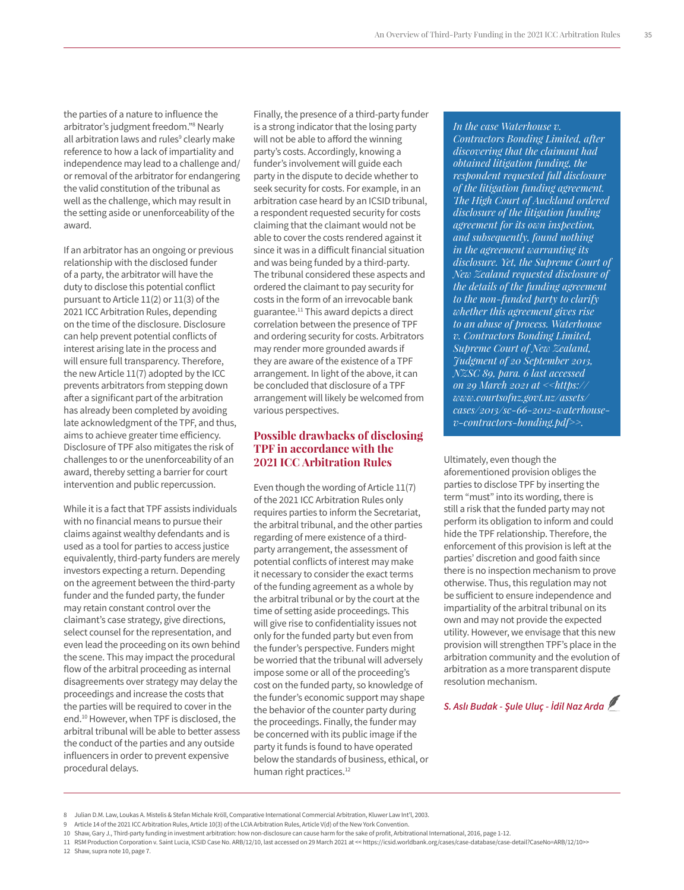the parties of a nature to influence the arbitrator's judgment freedom."[8] Nearly all arbitration laws and rules[9] clearly make reference to how a lack of impartiality and independence may lead to a challenge and/or removal of the arbitrator for endangering the valid constitution of the tribunal as well as the challenge, which may result in the setting aside or unenforceability of the award.

If an arbitrator has an ongoing or previous relationship with the disclosed funder of a party, the arbitrator will have the duty to disclose this potential conflict pursuant to Article 11(2) or 11(3) of the 2021 ICC Arbitration Rules, depending on the time of the disclosure. Disclosure can help prevent potential conflicts of interest arising late in the process and will ensure full transparency. Therefore, the new Article 11(7) adopted by the ICC prevents arbitrators from stepping down after a significant part of the arbitration has already been completed by avoiding late acknowledgment of the TPF, and thus, aims to achieve greater time efficiency. Disclosure of TPF also mitigates the risk of challenges to or the unenforceability of an award, thereby setting a barrier for court intervention and public repercussion.

While it is a fact that TPF assists individuals with no financial means to pursue their claims against wealthy defendants and is used as a tool for parties to access justice equivalently, third-party funders are merely investors expecting a return. Depending on the agreement between the third-party funder and the funded party, the funder may retain constant control over the claimant's case strategy, give directions, select counsel for the representation, and even lead the proceeding on its own behind the scene. This may impact the procedural flow of the arbitral proceeding as internal disagreements over strategy may delay the proceedings and increase the costs that the parties will be required to cover in the end.[10] However, when TPF is disclosed, the arbitral tribunal will be able to better assess the conduct of the parties and any outside influencers in order to prevent expensive procedural delays.

Finally, the presence of a third-party funder is a strong indicator that the losing party will not be able to afford the winning party's costs. Accordingly, knowing a funder's involvement will guide each party in the dispute to decide whether to seek security for costs. For example, in an arbitration case heard by an ICSID tribunal, a respondent requested security for costs claiming that the claimant would not be able to cover the costs rendered against it since it was in a difficult financial situation and was being funded by a third-party. The tribunal considered these aspects and ordered the claimant to pay security for costs in the form of an irrevocable bank guarantee.[11] This award depicts a direct correlation between the presence of TPF and ordering security for costs. Arbitrators may render more grounded awards if they are aware of the existence of a TPF arrangement. In light of the above, it can be concluded that disclosure of a TPF arrangement will likely be welcomed from various perspectives.

## Possible drawbacks of disclosing TPF in accordance with the 2021 ICC Arbitration Rules

Even though the wording of Article 11(7) of the 2021 ICC Arbitration Rules only requires parties to inform the Secretariat, the arbitral tribunal, and the other parties regarding of mere existence of a third-party arrangement, the assessment of potential conflicts of interest may make it necessary to consider the exact terms of the funding agreement as a whole by the arbitral tribunal or by the court at the time of setting aside proceedings. This will give rise to confidentiality issues not only for the funded party but even from the funder's perspective. Funders might be worried that the tribunal will adversely impose some or all of the proceeding's cost on the funded party, so knowledge of the funder's economic support may shape the behavior of the counter party during the proceedings. Finally, the funder may be concerned with its public image if the party it funds is found to have operated below the standards of business, ethical, or human right practices.[12]

*In the case Waterhouse v. Contractors Bonding Limited, after discovering that the claimant had obtained litigation funding, the respondent requested full disclosure of the litigation funding agreement. The High Court of Auckland ordered disclosure of the litigation funding agreement for its own inspection, and subsequently, found nothing in the agreement warranting its disclosure. Yet, the Supreme Court of New Zealand requested disclosure of the details of the funding agreement to the non-funded party to clarify whether this agreement gives rise to an abuse of process. Waterhouse v. Contractors Bonding Limited, Supreme Court of New Zealand, Judgment of 20 September 2013, NZSC 89, para. 6 last accessed on 29 March 2021 at <<https://www.courtsofnz.govt.nz/assets/cases/2013/sc-66-2012-waterhouse-v-contractors-bonding.pdf>>.*

Ultimately, even though the aforementioned provision obliges the parties to disclose TPF by inserting the term "must" into its wording, there is still a risk that the funded party may not perform its obligation to inform and could hide the TPF relationship. Therefore, the enforcement of this provision is left at the parties' discretion and good faith since there is no inspection mechanism to prove otherwise. Thus, this regulation may not be sufficient to ensure independence and impartiality of the arbitral tribunal on its own and may not provide the expected utility. However, we envisage that this new provision will strengthen TPF's place in the arbitration community and the evolution of arbitration as a more transparent dispute resolution mechanism.

*S. Aslı Budak - Şule Uluç - İdil Naz Arda*

---

8 Julian D.M. Law, Loukas A. Mistelis & Stefan Michale Kröll, Comparative International Commercial Arbitration, Kluwer Law Int'l, 2003.

9 Article 14 of the 2021 ICC Arbitration Rules, Article 10(3) of the LCIA Arbitration Rules, Article V(d) of the New York Convention.

10 Shaw, Gary J., Third-party funding in investment arbitration: how non-disclosure can cause harm for the sake of profit, Arbitrational International, 2016, page 1-12.

11 RSM Production Corporation v. Saint Lucia, ICSID Case No. ARB/12/10, last accessed on 29 March 2021 at << https://icsid.worldbank.org/cases/case-database/case-detail?CaseNo=ARB/12/10>>

12 Shaw, supra note 10, page 7.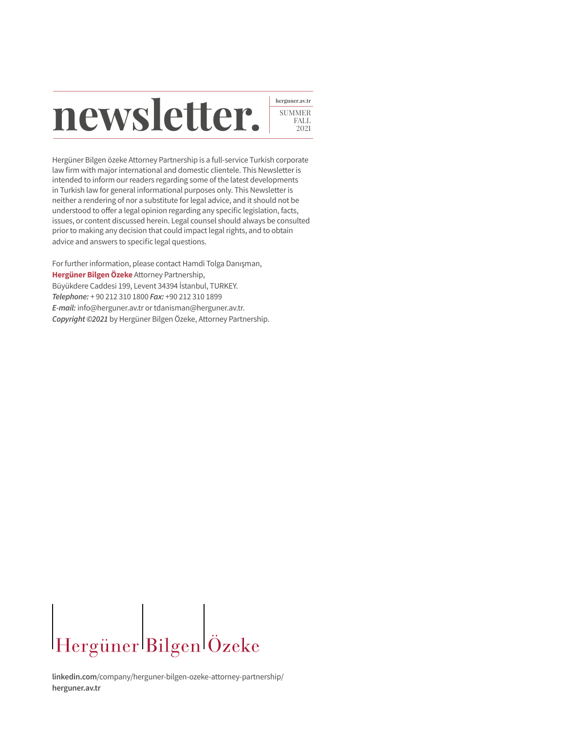# newsletter.

herguner.av.tr

SUMMER
FALL
2021

Hergüner Bilgen özeke Attorney Partnership is a full-service Turkish corporate law firm with major international and domestic clientele. This Newsletter is intended to inform our readers regarding some of the latest developments in Turkish law for general informational purposes only. This Newsletter is neither a rendering of nor a substitute for legal advice, and it should not be understood to offer a legal opinion regarding any specific legislation, facts, issues, or content discussed herein. Legal counsel should always be consulted prior to making any decision that could impact legal rights, and to obtain advice and answers to specific legal questions.

For further information, please contact Hamdi Tolga Danışman,
**Hergüner Bilgen Özeke** Attorney Partnership,
Büyükdere Caddesi 199, Levent 34394 İstanbul, TURKEY.
***Telephone:*** + 90 212 310 1800 ***Fax:*** +90 212 310 1899
***E-mail:*** info@herguner.av.tr or tdanisman@herguner.av.tr.
***Copyright ©2021*** by Hergüner Bilgen Özeke, Attorney Partnership.

Hergüner Bilgen Özeke

**linkedin.com**/company/herguner-bilgen-ozeke-attorney-partnership/
**herguner.av.tr**